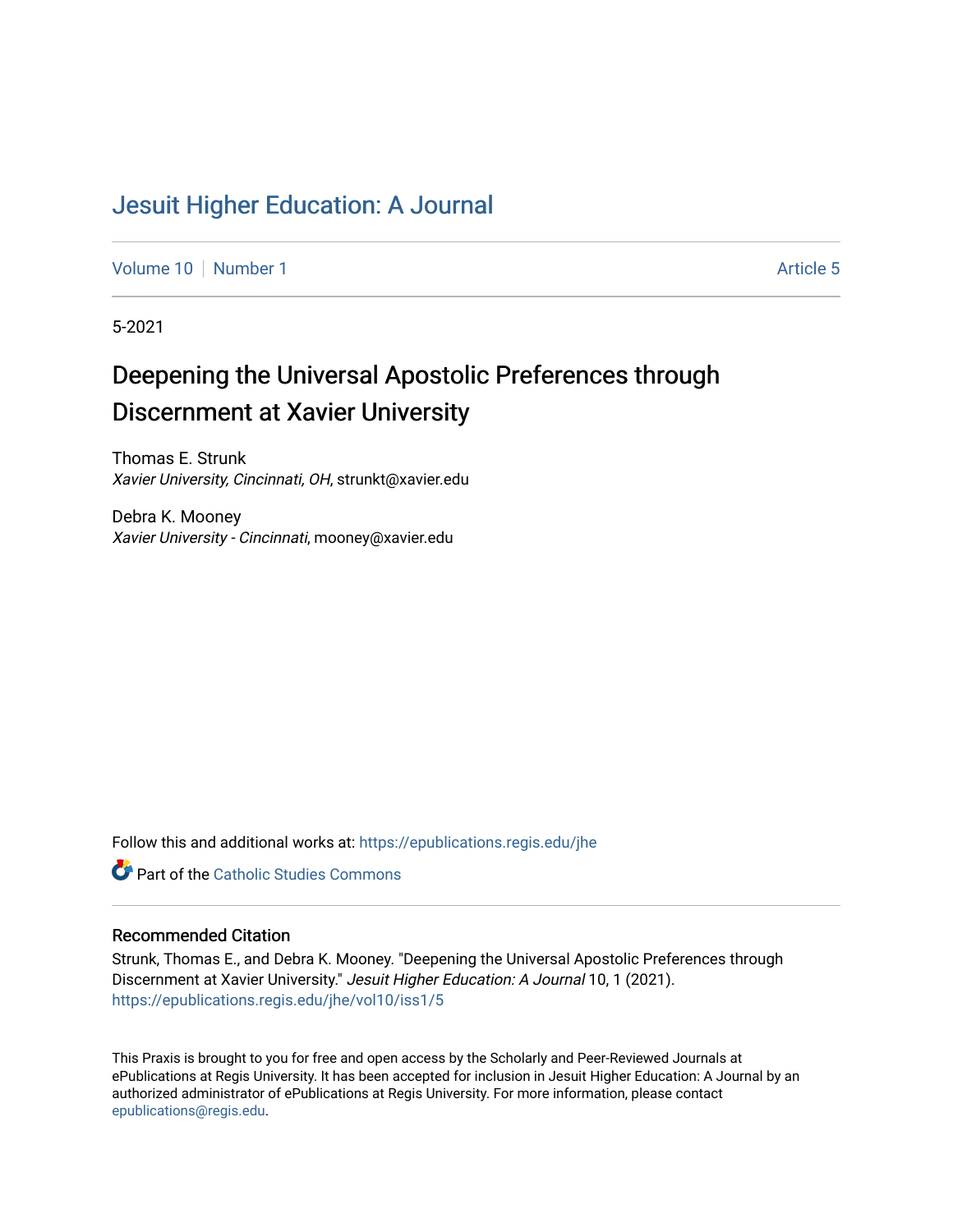# Jesuit Higher Education: A Journal

Volume 10 | Number 1 | Article 5

5-2021

## Deepening the Universal Apostolic Preferences through Discernment at Xavier University

Thomas E. Strunk
*Xavier University, Cincinnati, OH*, strunkt@xavier.edu

Debra K. Mooney
*Xavier University - Cincinnati*, mooney@xavier.edu

Follow this and additional works at: https://epublications.regis.edu/jhe

Part of the Catholic Studies Commons

### Recommended Citation

Strunk, Thomas E., and Debra K. Mooney. "Deepening the Universal Apostolic Preferences through Discernment at Xavier University." *Jesuit Higher Education: A Journal* 10, 1 (2021). https://epublications.regis.edu/jhe/vol10/iss1/5

This Praxis is brought to you for free and open access by the Scholarly and Peer-Reviewed Journals at ePublications at Regis University. It has been accepted for inclusion in Jesuit Higher Education: A Journal by an authorized administrator of ePublications at Regis University. For more information, please contact epublications@regis.edu.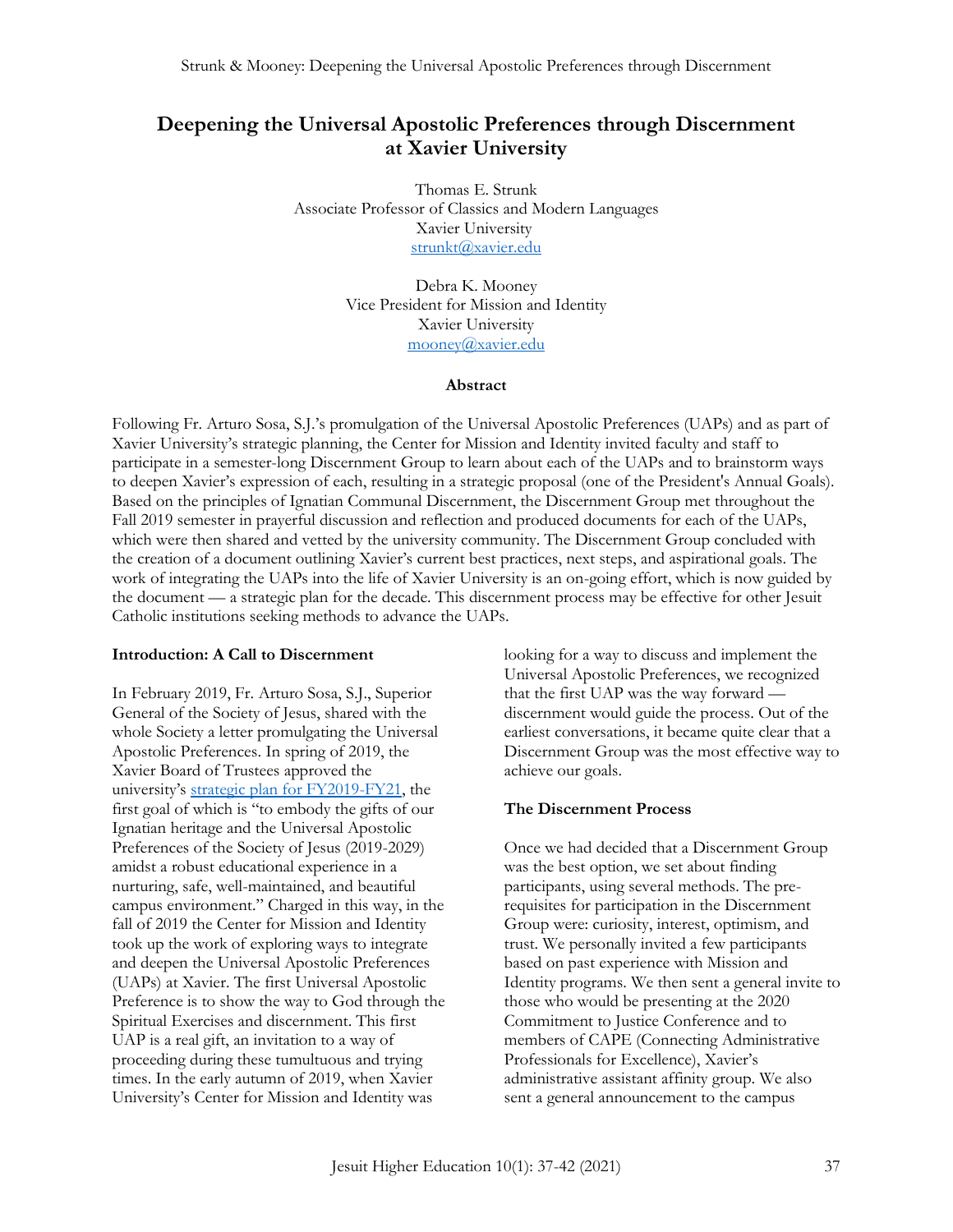# Deepening the Universal Apostolic Preferences through Discernment at Xavier University

Thomas E. Strunk
Associate Professor of Classics and Modern Languages
Xavier University
strunkt@xavier.edu

Debra K. Mooney
Vice President for Mission and Identity
Xavier University
mooney@xavier.edu

### Abstract

Following Fr. Arturo Sosa, S.J.'s promulgation of the Universal Apostolic Preferences (UAPs) and as part of Xavier University's strategic planning, the Center for Mission and Identity invited faculty and staff to participate in a semester-long Discernment Group to learn about each of the UAPs and to brainstorm ways to deepen Xavier's expression of each, resulting in a strategic proposal (one of the President's Annual Goals). Based on the principles of Ignatian Communal Discernment, the Discernment Group met throughout the Fall 2019 semester in prayerful discussion and reflection and produced documents for each of the UAPs, which were then shared and vetted by the university community. The Discernment Group concluded with the creation of a document outlining Xavier's current best practices, next steps, and aspirational goals. The work of integrating the UAPs into the life of Xavier University is an on-going effort, which is now guided by the document — a strategic plan for the decade. This discernment process may be effective for other Jesuit Catholic institutions seeking methods to advance the UAPs.

### Introduction: A Call to Discernment

In February 2019, Fr. Arturo Sosa, S.J., Superior General of the Society of Jesus, shared with the whole Society a letter promulgating the Universal Apostolic Preferences. In spring of 2019, the Xavier Board of Trustees approved the university's strategic plan for FY2019-FY21, the first goal of which is "to embody the gifts of our Ignatian heritage and the Universal Apostolic Preferences of the Society of Jesus (2019-2029) amidst a robust educational experience in a nurturing, safe, well-maintained, and beautiful campus environment." Charged in this way, in the fall of 2019 the Center for Mission and Identity took up the work of exploring ways to integrate and deepen the Universal Apostolic Preferences (UAPs) at Xavier. The first Universal Apostolic Preference is to show the way to God through the Spiritual Exercises and discernment. This first UAP is a real gift, an invitation to a way of proceeding during these tumultuous and trying times. In the early autumn of 2019, when Xavier University's Center for Mission and Identity was looking for a way to discuss and implement the Universal Apostolic Preferences, we recognized that the first UAP was the way forward — discernment would guide the process. Out of the earliest conversations, it became quite clear that a Discernment Group was the most effective way to achieve our goals.

### The Discernment Process

Once we had decided that a Discernment Group was the best option, we set about finding participants, using several methods. The prerequisites for participation in the Discernment Group were: curiosity, interest, optimism, and trust. We personally invited a few participants based on past experience with Mission and Identity programs. We then sent a general invite to those who would be presenting at the 2020 Commitment to Justice Conference and to members of CAPE (Connecting Administrative Professionals for Excellence), Xavier's administrative assistant affinity group. We also sent a general announcement to the campus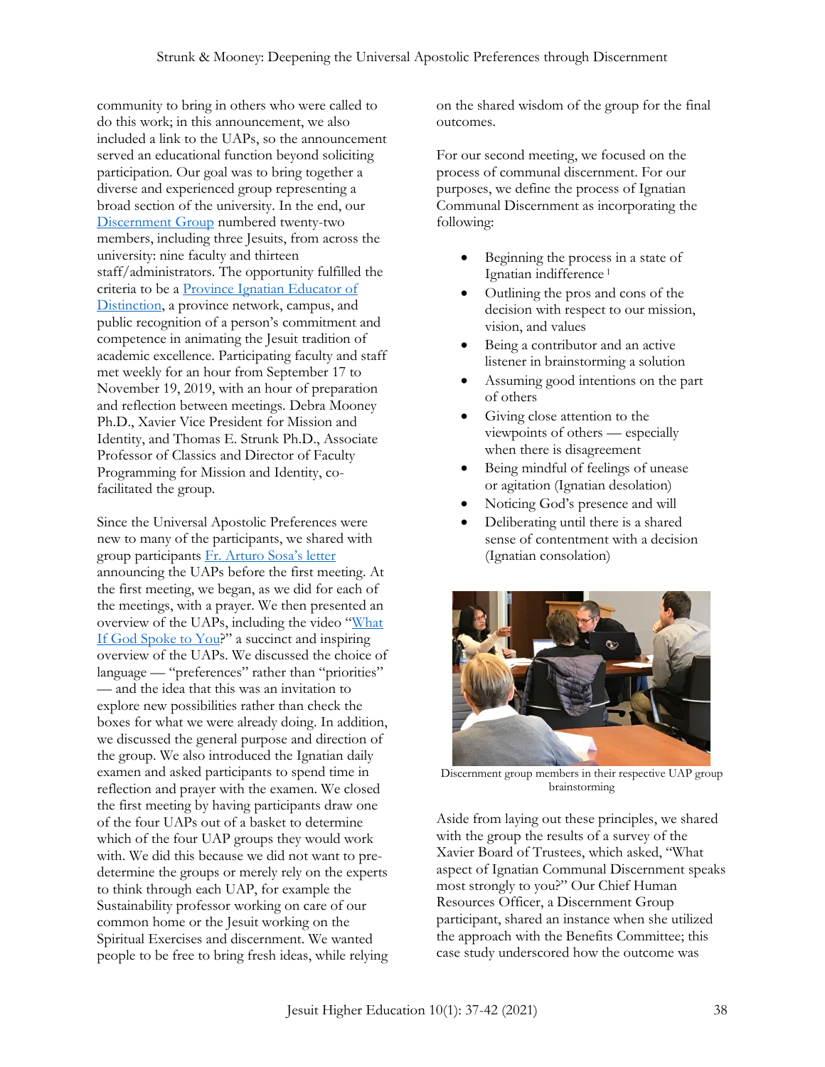community to bring in others who were called to do this work; in this announcement, we also included a link to the UAPs, so the announcement served an educational function beyond soliciting participation. Our goal was to bring together a diverse and experienced group representing a broad section of the university. In the end, our Discernment Group numbered twenty-two members, including three Jesuits, from across the university: nine faculty and thirteen staff/administrators. The opportunity fulfilled the criteria to be a Province Ignatian Educator of Distinction, a province network, campus, and public recognition of a person's commitment and competence in animating the Jesuit tradition of academic excellence. Participating faculty and staff met weekly for an hour from September 17 to November 19, 2019, with an hour of preparation and reflection between meetings. Debra Mooney Ph.D., Xavier Vice President for Mission and Identity, and Thomas E. Strunk Ph.D., Associate Professor of Classics and Director of Faculty Programming for Mission and Identity, co-facilitated the group.

Since the Universal Apostolic Preferences were new to many of the participants, we shared with group participants Fr. Arturo Sosa's letter announcing the UAPs before the first meeting. At the first meeting, we began, as we did for each of the meetings, with a prayer. We then presented an overview of the UAPs, including the video "What If God Spoke to You?" a succinct and inspiring overview of the UAPs. We discussed the choice of language — "preferences" rather than "priorities" — and the idea that this was an invitation to explore new possibilities rather than check the boxes for what we were already doing. In addition, we discussed the general purpose and direction of the group. We also introduced the Ignatian daily examen and asked participants to spend time in reflection and prayer with the examen. We closed the first meeting by having participants draw one of the four UAPs out of a basket to determine which of the four UAP groups they would work with. We did this because we did not want to pre-determine the groups or merely rely on the experts to think through each UAP, for example the Sustainability professor working on care of our common home or the Jesuit working on the Spiritual Exercises and discernment. We wanted people to be free to bring fresh ideas, while relying on the shared wisdom of the group for the final outcomes.

For our second meeting, we focused on the process of communal discernment. For our purposes, we define the process of Ignatian Communal Discernment as incorporating the following:

- Beginning the process in a state of Ignatian indifference [1]
- Outlining the pros and cons of the decision with respect to our mission, vision, and values
- Being a contributor and an active listener in brainstorming a solution
- Assuming good intentions on the part of others
- Giving close attention to the viewpoints of others — especially when there is disagreement
- Being mindful of feelings of unease or agitation (Ignatian desolation)
- Noticing God's presence and will
- Deliberating until there is a shared sense of contentment with a decision (Ignatian consolation)

Discernment group members in their respective UAP group brainstorming

Aside from laying out these principles, we shared with the group the results of a survey of the Xavier Board of Trustees, which asked, "What aspect of Ignatian Communal Discernment speaks most strongly to you?" Our Chief Human Resources Officer, a Discernment Group participant, shared an instance when she utilized the approach with the Benefits Committee; this case study underscored how the outcome was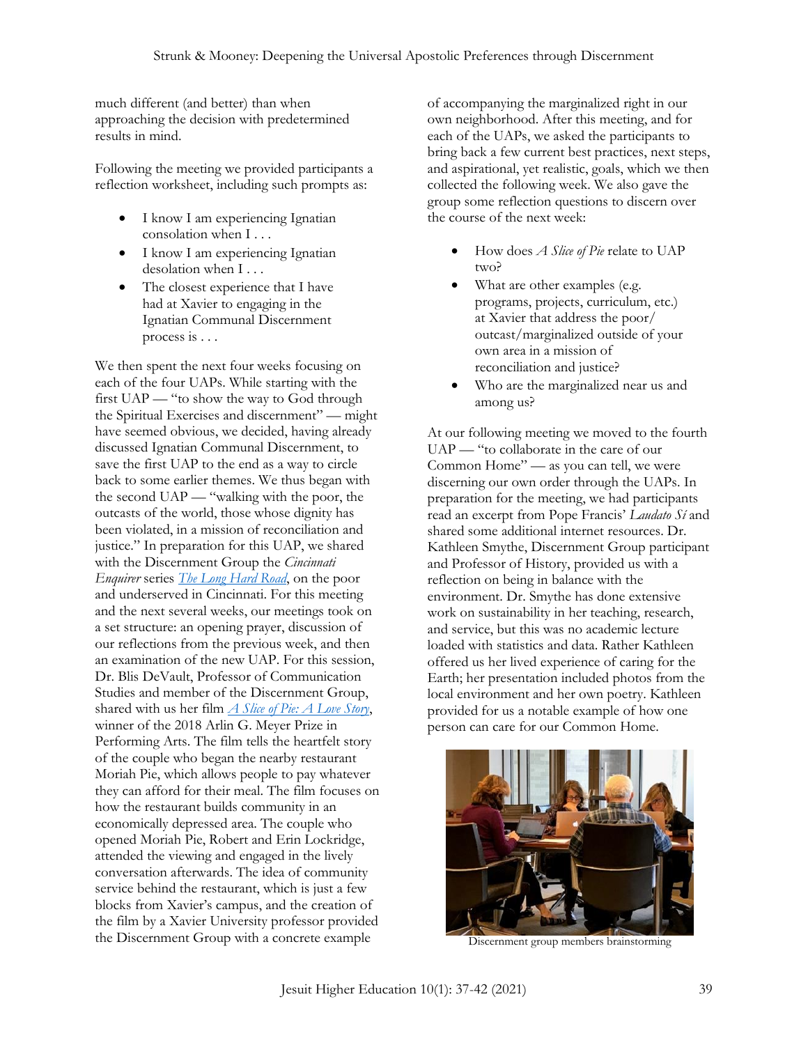much different (and better) than when approaching the decision with predetermined results in mind.

Following the meeting we provided participants a reflection worksheet, including such prompts as:

- I know I am experiencing Ignatian consolation when I . . .
- I know I am experiencing Ignatian desolation when I . . .
- The closest experience that I have had at Xavier to engaging in the Ignatian Communal Discernment process is . . .

We then spent the next four weeks focusing on each of the four UAPs. While starting with the first UAP — "to show the way to God through the Spiritual Exercises and discernment" — might have seemed obvious, we decided, having already discussed Ignatian Communal Discernment, to save the first UAP to the end as a way to circle back to some earlier themes. We thus began with the second UAP — "walking with the poor, the outcasts of the world, those whose dignity has been violated, in a mission of reconciliation and justice." In preparation for this UAP, we shared with the Discernment Group the *Cincinnati Enquirer* series *The Long Hard Road*, on the poor and underserved in Cincinnati. For this meeting and the next several weeks, our meetings took on a set structure: an opening prayer, discussion of our reflections from the previous week, and then an examination of the new UAP. For this session, Dr. Blis DeVault, Professor of Communication Studies and member of the Discernment Group, shared with us her film *A Slice of Pie: A Love Story*, winner of the 2018 Arlin G. Meyer Prize in Performing Arts. The film tells the heartfelt story of the couple who began the nearby restaurant Moriah Pie, which allows people to pay whatever they can afford for their meal. The film focuses on how the restaurant builds community in an economically depressed area. The couple who opened Moriah Pie, Robert and Erin Lockridge, attended the viewing and engaged in the lively conversation afterwards. The idea of community service behind the restaurant, which is just a few blocks from Xavier's campus, and the creation of the film by a Xavier University professor provided the Discernment Group with a concrete example of accompanying the marginalized right in our own neighborhood. After this meeting, and for each of the UAPs, we asked the participants to bring back a few current best practices, next steps, and aspirational, yet realistic, goals, which we then collected the following week. We also gave the group some reflection questions to discern over the course of the next week:

- How does *A Slice of Pie* relate to UAP two?
- What are other examples (e.g. programs, projects, curriculum, etc.) at Xavier that address the poor/outcast/marginalized outside of your own area in a mission of reconciliation and justice?
- Who are the marginalized near us and among us?

At our following meeting we moved to the fourth UAP — "to collaborate in the care of our Common Home" — as you can tell, we were discerning our own order through the UAPs. In preparation for the meeting, we had participants read an excerpt from Pope Francis' *Laudato Sí* and shared some additional internet resources. Dr. Kathleen Smythe, Discernment Group participant and Professor of History, provided us with a reflection on being in balance with the environment. Dr. Smythe has done extensive work on sustainability in her teaching, research, and service, but this was no academic lecture loaded with statistics and data. Rather Kathleen offered us her lived experience of caring for the Earth; her presentation included photos from the local environment and her own poetry. Kathleen provided for us a notable example of how one person can care for our Common Home.

Discernment group members brainstorming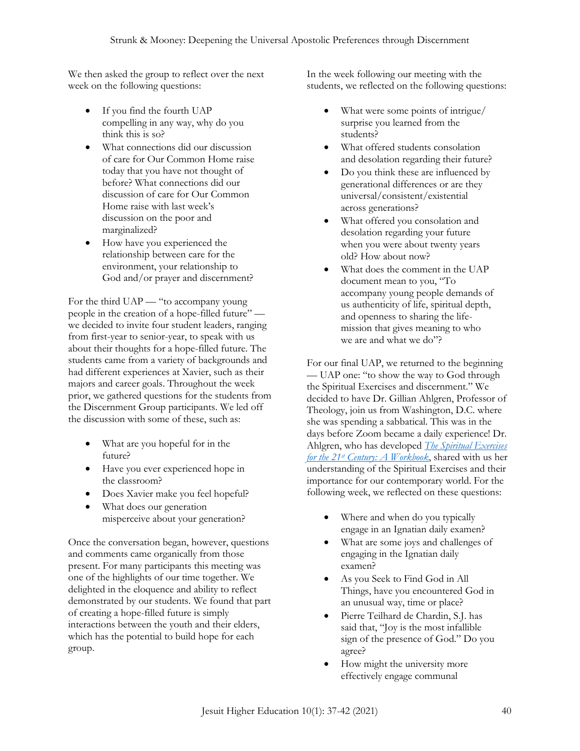We then asked the group to reflect over the next week on the following questions:

- If you find the fourth UAP compelling in any way, why do you think this is so?
- What connections did our discussion of care for Our Common Home raise today that you have not thought of before? What connections did our discussion of care for Our Common Home raise with last week's discussion on the poor and marginalized?
- How have you experienced the relationship between care for the environment, your relationship to God and/or prayer and discernment?

For the third UAP — "to accompany young people in the creation of a hope-filled future" — we decided to invite four student leaders, ranging from first-year to senior-year, to speak with us about their thoughts for a hope-filled future. The students came from a variety of backgrounds and had different experiences at Xavier, such as their majors and career goals. Throughout the week prior, we gathered questions for the students from the Discernment Group participants. We led off the discussion with some of these, such as:

- What are you hopeful for in the future?
- Have you ever experienced hope in the classroom?
- Does Xavier make you feel hopeful?
- What does our generation misperceive about your generation?

Once the conversation began, however, questions and comments came organically from those present. For many participants this meeting was one of the highlights of our time together. We delighted in the eloquence and ability to reflect demonstrated by our students. We found that part of creating a hope-filled future is simply interactions between the youth and their elders, which has the potential to build hope for each group.

In the week following our meeting with the students, we reflected on the following questions:

- What were some points of intrigue/ surprise you learned from the students?
- What offered students consolation and desolation regarding their future?
- Do you think these are influenced by generational differences or are they universal/consistent/existential across generations?
- What offered you consolation and desolation regarding your future when you were about twenty years old? How about now?
- What does the comment in the UAP document mean to you, "To accompany young people demands of us authenticity of life, spiritual depth, and openness to sharing the life-mission that gives meaning to who we are and what we do"?

For our final UAP, we returned to the beginning — UAP one: "to show the way to God through the Spiritual Exercises and discernment." We decided to have Dr. Gillian Ahlgren, Professor of Theology, join us from Washington, D.C. where she was spending a sabbatical. This was in the days before Zoom became a daily experience! Dr. Ahlgren, who has developed *The Spiritual Exercises for the 21st Century: A Workbook*, shared with us her understanding of the Spiritual Exercises and their importance for our contemporary world. For the following week, we reflected on these questions:

- Where and when do you typically engage in an Ignatian daily examen?
- What are some joys and challenges of engaging in the Ignatian daily examen?
- As you Seek to Find God in All Things, have you encountered God in an unusual way, time or place?
- Pierre Teilhard de Chardin, S.J. has said that, "Joy is the most infallible sign of the presence of God." Do you agree?
- How might the university more effectively engage communal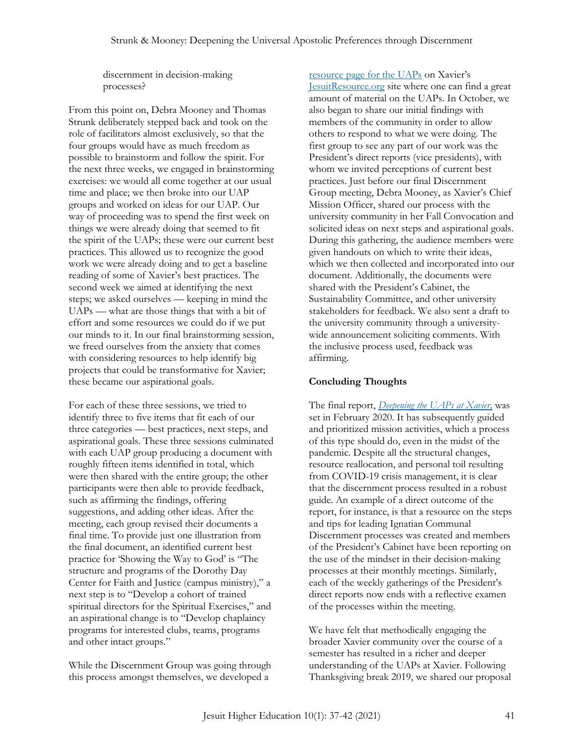discernment in decision-making processes?

From this point on, Debra Mooney and Thomas Strunk deliberately stepped back and took on the role of facilitators almost exclusively, so that the four groups would have as much freedom as possible to brainstorm and follow the spirit. For the next three weeks, we engaged in brainstorming exercises: we would all come together at our usual time and place; we then broke into our UAP groups and worked on ideas for our UAP. Our way of proceeding was to spend the first week on things we were already doing that seemed to fit the spirit of the UAPs; these were our current best practices. This allowed us to recognize the good work we were already doing and to get a baseline reading of some of Xavier's best practices. The second week we aimed at identifying the next steps; we asked ourselves — keeping in mind the UAPs — what are those things that with a bit of effort and some resources we could do if we put our minds to it. In our final brainstorming session, we freed ourselves from the anxiety that comes with considering resources to help identify big projects that could be transformative for Xavier; these became our aspirational goals.

For each of these three sessions, we tried to identify three to five items that fit each of our three categories — best practices, next steps, and aspirational goals. These three sessions culminated with each UAP group producing a document with roughly fifteen items identified in total, which were then shared with the entire group; the other participants were then able to provide feedback, such as affirming the findings, offering suggestions, and adding other ideas. After the meeting, each group revised their documents a final time. To provide just one illustration from the final document, an identified current best practice for 'Showing the Way to God' is "The structure and programs of the Dorothy Day Center for Faith and Justice (campus ministry)," a next step is to "Develop a cohort of trained spiritual directors for the Spiritual Exercises," and an aspirational change is to "Develop chaplaincy programs for interested clubs, teams, programs and other intact groups."

While the Discernment Group was going through this process amongst themselves, we developed a resource page for the UAPs on Xavier's JesuitResource.org site where one can find a great amount of material on the UAPs. In October, we also began to share our initial findings with members of the community in order to allow others to respond to what we were doing. The first group to see any part of our work was the President's direct reports (vice presidents), with whom we invited perceptions of current best practices. Just before our final Discernment Group meeting, Debra Mooney, as Xavier's Chief Mission Officer, shared our process with the university community in her Fall Convocation and solicited ideas on next steps and aspirational goals. During this gathering, the audience members were given handouts on which to write their ideas, which we then collected and incorporated into our document. Additionally, the documents were shared with the President's Cabinet, the Sustainability Committee, and other university stakeholders for feedback. We also sent a draft to the university community through a university-wide announcement soliciting comments. With the inclusive process used, feedback was affirming.

## Concluding Thoughts

The final report, *Deepening the UAPs at Xavier,* was set in February 2020. It has subsequently guided and prioritized mission activities, which a process of this type should do, even in the midst of the pandemic. Despite all the structural changes, resource reallocation, and personal toil resulting from COVID-19 crisis management, it is clear that the discernment process resulted in a robust guide. An example of a direct outcome of the report, for instance, is that a resource on the steps and tips for leading Ignatian Communal Discernment processes was created and members of the President's Cabinet have been reporting on the use of the mindset in their decision-making processes at their monthly meetings. Similarly, each of the weekly gatherings of the President's direct reports now ends with a reflective examen of the processes within the meeting.

We have felt that methodically engaging the broader Xavier community over the course of a semester has resulted in a richer and deeper understanding of the UAPs at Xavier. Following Thanksgiving break 2019, we shared our proposal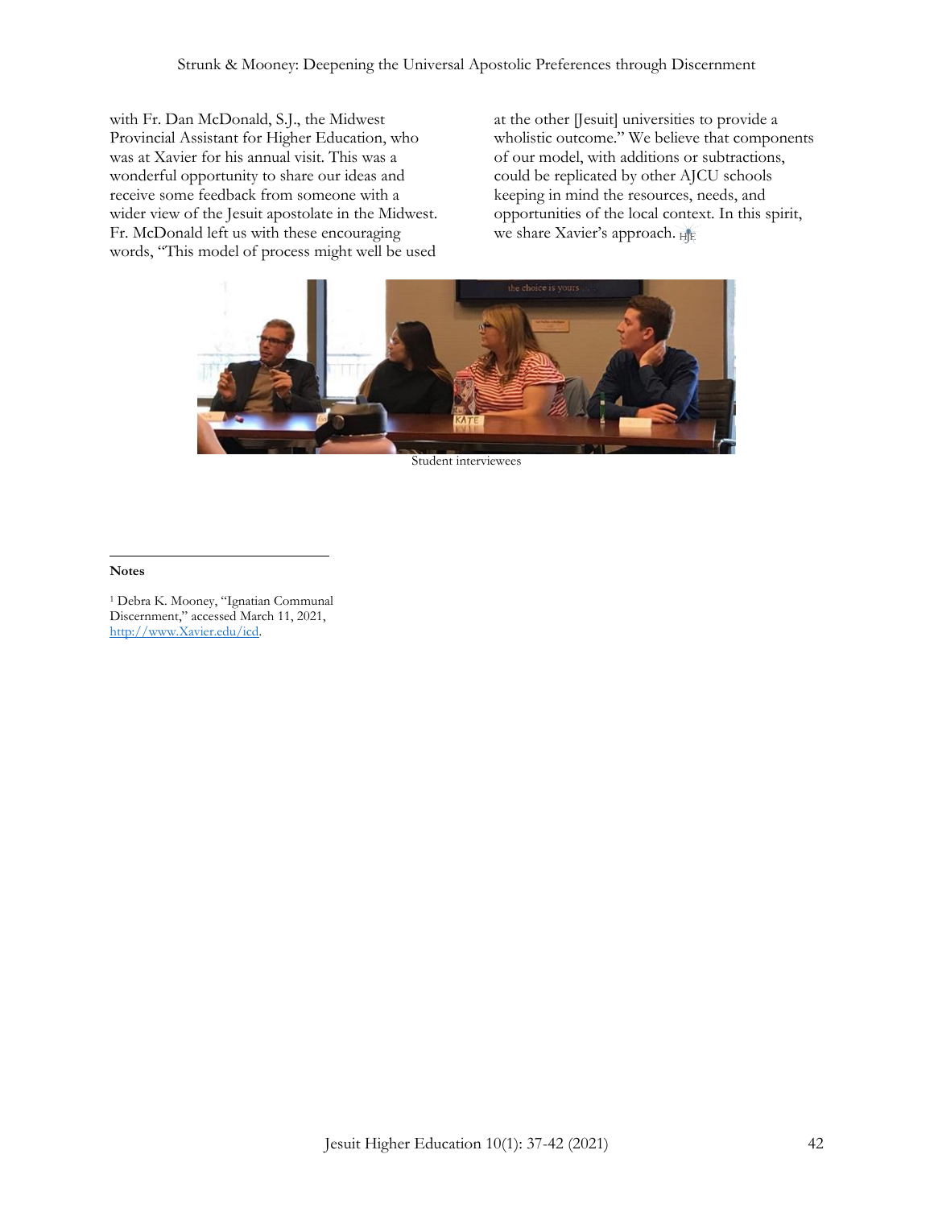with Fr. Dan McDonald, S.J., the Midwest Provincial Assistant for Higher Education, who was at Xavier for his annual visit. This was a wonderful opportunity to share our ideas and receive some feedback from someone with a wider view of the Jesuit apostolate in the Midwest. Fr. McDonald left us with these encouraging words, "This model of process might well be used at the other [Jesuit] universities to provide a wholistic outcome." We believe that components of our model, with additions or subtractions, could be replicated by other AJCU schools keeping in mind the resources, needs, and opportunities of the local context. In this spirit, we share Xavier's approach.

Student interviewees

**Notes**

1 Debra K. Mooney, "Ignatian Communal Discernment," accessed March 11, 2021, http://www.Xavier.edu/icd.